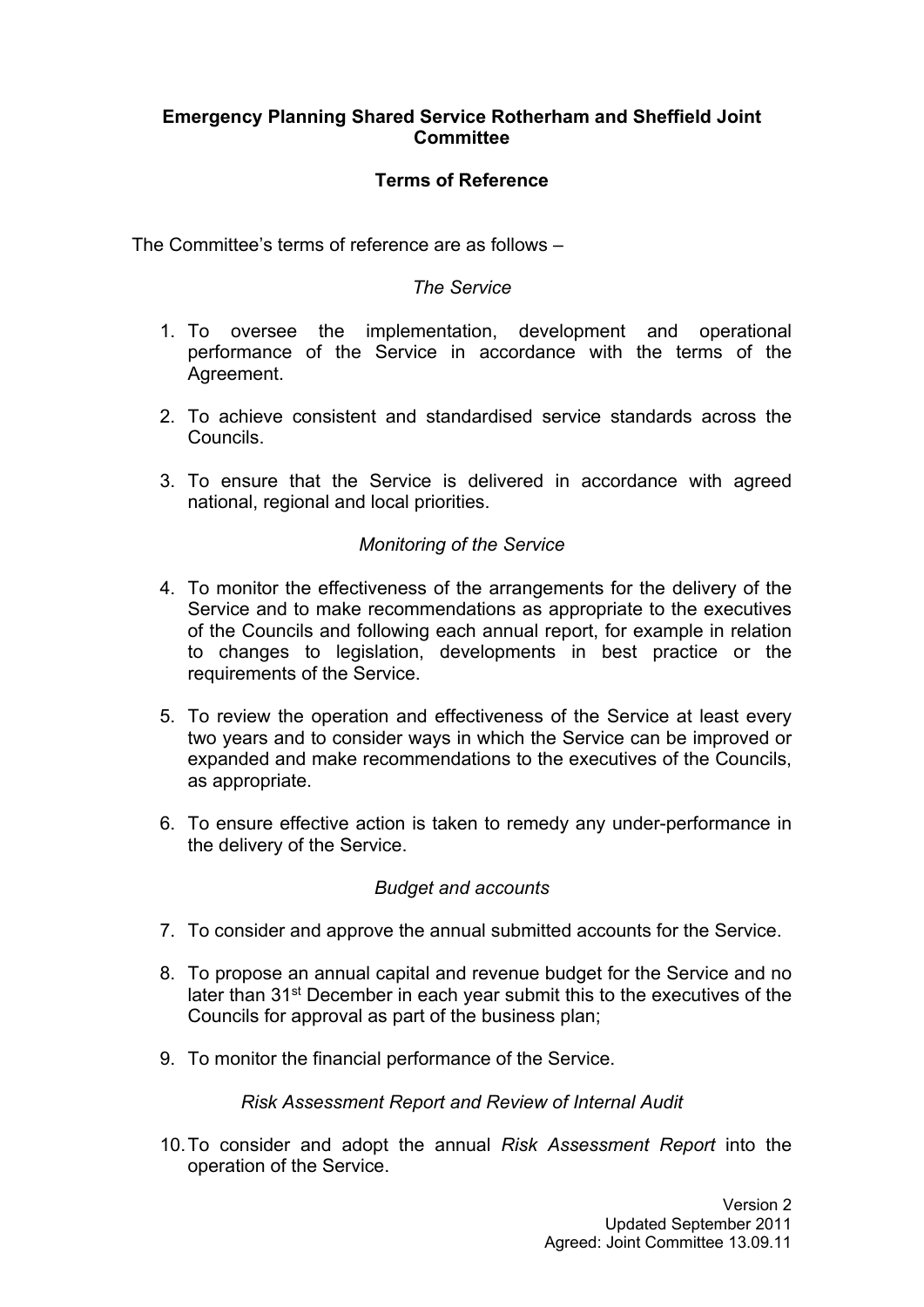# Emergency Planning Shared Service Rotherham and Sheffield Joint Committee

## Terms of Reference

The Committee's terms of reference are as follows –

*The Service*

1. To oversee the implementation, development and operational performance of the Service in accordance with the terms of the Agreement.

2. To achieve consistent and standardised service standards across the Councils.

3. To ensure that the Service is delivered in accordance with agreed national, regional and local priorities.

*Monitoring of the Service*

4. To monitor the effectiveness of the arrangements for the delivery of the Service and to make recommendations as appropriate to the executives of the Councils and following each annual report, for example in relation to changes to legislation, developments in best practice or the requirements of the Service.

5. To review the operation and effectiveness of the Service at least every two years and to consider ways in which the Service can be improved or expanded and make recommendations to the executives of the Councils, as appropriate.

6. To ensure effective action is taken to remedy any under-performance in the delivery of the Service.

*Budget and accounts*

7. To consider and approve the annual submitted accounts for the Service.

8. To propose an annual capital and revenue budget for the Service and no later than 31st December in each year submit this to the executives of the Councils for approval as part of the business plan;

9. To monitor the financial performance of the Service.

*Risk Assessment Report and Review of Internal Audit*

10. To consider and adopt the annual *Risk Assessment Report* into the operation of the Service.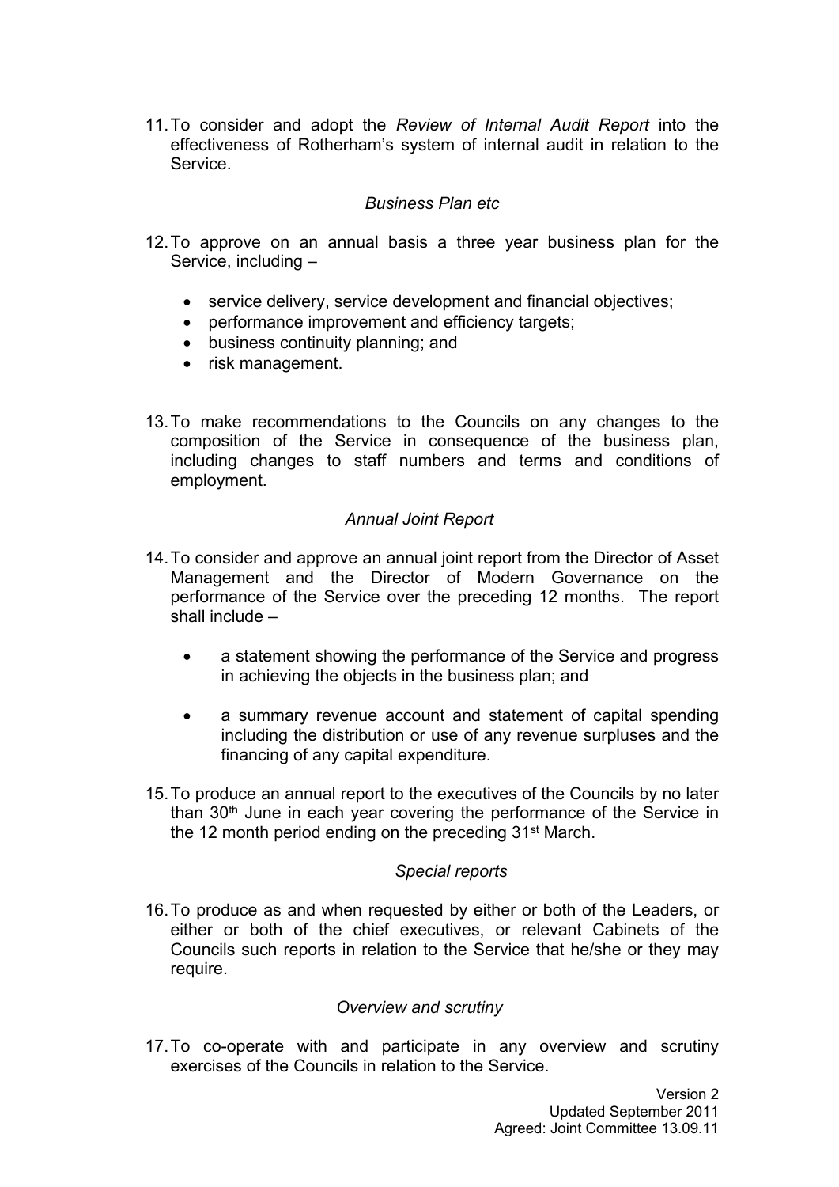11. To consider and adopt the *Review of Internal Audit Report* into the effectiveness of Rotherham's system of internal audit in relation to the Service.

*Business Plan etc*

12. To approve on an annual basis a three year business plan for the Service, including –

    - service delivery, service development and financial objectives;
    - performance improvement and efficiency targets;
    - business continuity planning; and
    - risk management.

13. To make recommendations to the Councils on any changes to the composition of the Service in consequence of the business plan, including changes to staff numbers and terms and conditions of employment.

*Annual Joint Report*

14. To consider and approve an annual joint report from the Director of Asset Management and the Director of Modern Governance on the performance of the Service over the preceding 12 months. The report shall include –

    - a statement showing the performance of the Service and progress in achieving the objects in the business plan; and

    - a summary revenue account and statement of capital spending including the distribution or use of any revenue surpluses and the financing of any capital expenditure.

15. To produce an annual report to the executives of the Councils by no later than 30th June in each year covering the performance of the Service in the 12 month period ending on the preceding 31st March.

*Special reports*

16. To produce as and when requested by either or both of the Leaders, or either or both of the chief executives, or relevant Cabinets of the Councils such reports in relation to the Service that he/she or they may require.

*Overview and scrutiny*

17. To co-operate with and participate in any overview and scrutiny exercises of the Councils in relation to the Service.

Version 2
Updated September 2011
Agreed: Joint Committee 13.09.11